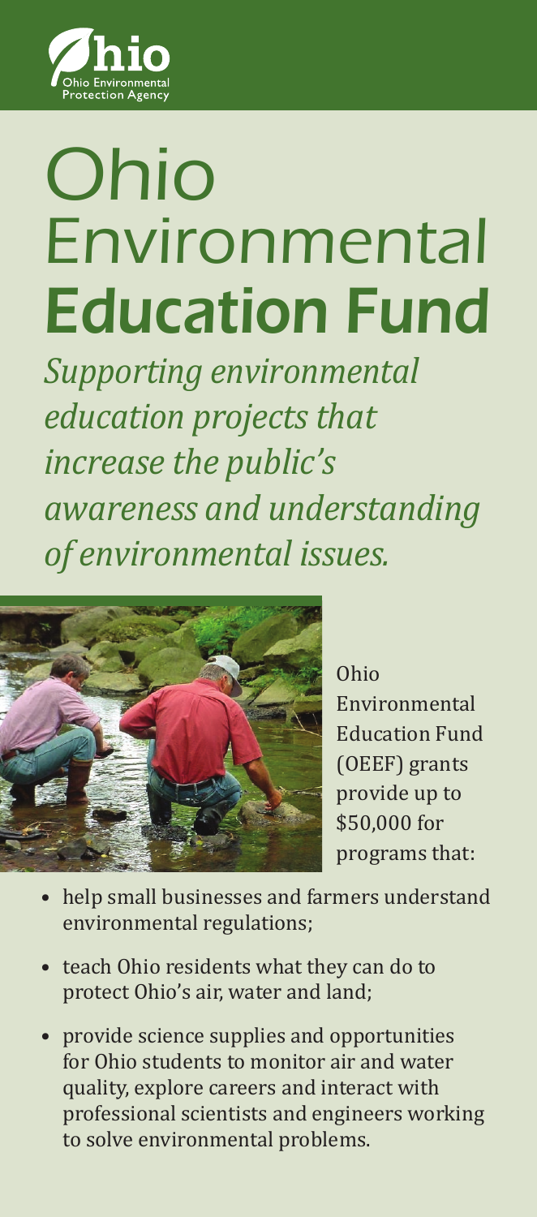Ohio Environmental Protection Agency

# Ohio Environmental **Education Fund**

*Supporting environmental education projects that increase the public's awareness and understanding of environmental issues.*

Ohio Environmental Education Fund (OEEF) grants provide up to $50,000 for programs that:

- help small businesses and farmers understand environmental regulations;
- teach Ohio residents what they can do to protect Ohio's air, water and land;
- provide science supplies and opportunities for Ohio students to monitor air and water quality, explore careers and interact with professional scientists and engineers working to solve environmental problems.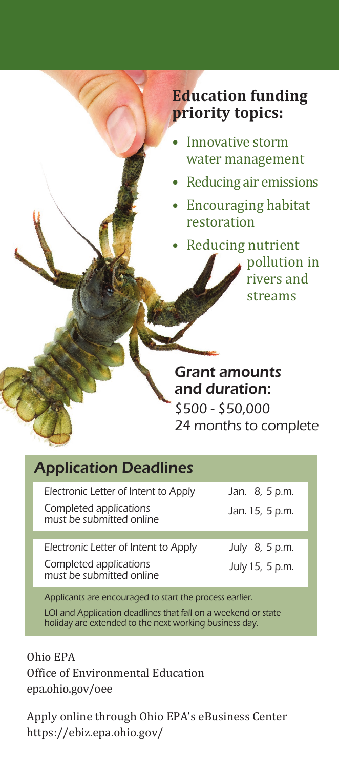## Education funding priority topics:

- Innovative storm water management
- Reducing air emissions
- Encouraging habitat restoration
- Reducing nutrient pollution in rivers and streams

### *Grant amounts and duration:*

*$500 - $50,000*
*24 months to complete*

## *Application Deadlines*

| | |
|---|---|
| *Electronic Letter of Intent to Apply* | *Jan. 8, 5 p.m.* |
| *Completed applications must be submitted online* | *Jan. 15, 5 p.m.* |
| *Electronic Letter of Intent to Apply* | *July 8, 5 p.m.* |
| *Completed applications must be submitted online* | *July 15, 5 p.m.* |

*Applicants are encouraged to start the process earlier.*

*LOI and Application deadlines that fall on a weekend or state holiday are extended to the next working business day.*

Ohio EPA
Office of Environmental Education
epa.ohio.gov/oee

Apply online through Ohio EPA's eBusiness Center
https://ebiz.epa.ohio.gov/